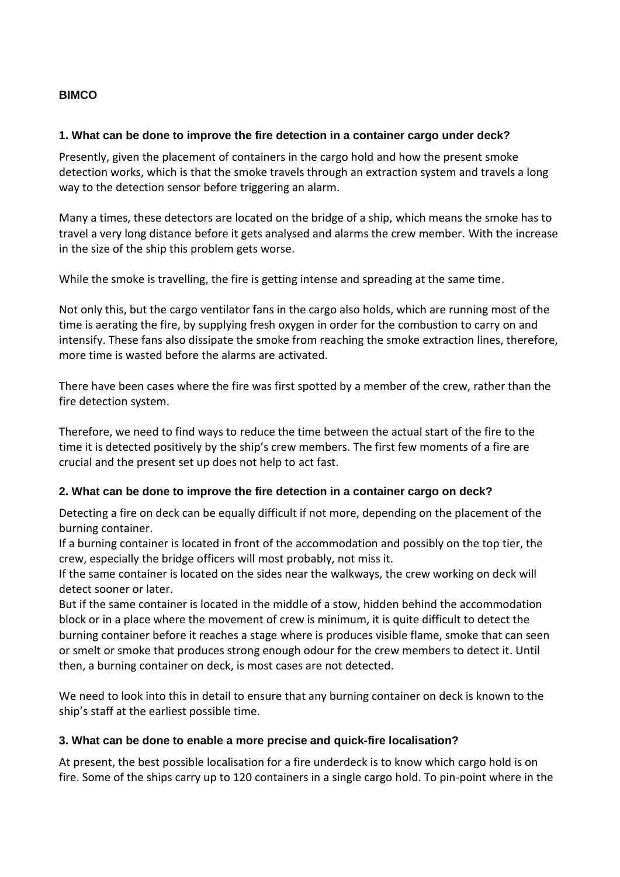**BIMCO**

### 1. What can be done to improve the fire detection in a container cargo under deck?

Presently, given the placement of containers in the cargo hold and how the present smoke detection works, which is that the smoke travels through an extraction system and travels a long way to the detection sensor before triggering an alarm.

Many a times, these detectors are located on the bridge of a ship, which means the smoke has to travel a very long distance before it gets analysed and alarms the crew member. With the increase in the size of the ship this problem gets worse.

While the smoke is travelling, the fire is getting intense and spreading at the same time.

Not only this, but the cargo ventilator fans in the cargo also holds, which are running most of the time is aerating the fire, by supplying fresh oxygen in order for the combustion to carry on and intensify. These fans also dissipate the smoke from reaching the smoke extraction lines, therefore, more time is wasted before the alarms are activated.

There have been cases where the fire was first spotted by a member of the crew, rather than the fire detection system.

Therefore, we need to find ways to reduce the time between the actual start of the fire to the time it is detected positively by the ship's crew members. The first few moments of a fire are crucial and the present set up does not help to act fast.

### 2. What can be done to improve the fire detection in a container cargo on deck?

Detecting a fire on deck can be equally difficult if not more, depending on the placement of the burning container.
If a burning container is located in front of the accommodation and possibly on the top tier, the crew, especially the bridge officers will most probably, not miss it.
If the same container is located on the sides near the walkways, the crew working on deck will detect sooner or later.
But if the same container is located in the middle of a stow, hidden behind the accommodation block or in a place where the movement of crew is minimum, it is quite difficult to detect the burning container before it reaches a stage where is produces visible flame, smoke that can seen or smelt or smoke that produces strong enough odour for the crew members to detect it. Until then, a burning container on deck, is most cases are not detected.

We need to look into this in detail to ensure that any burning container on deck is known to the ship's staff at the earliest possible time.

### 3. What can be done to enable a more precise and quick-fire localisation?

At present, the best possible localisation for a fire underdeck is to know which cargo hold is on fire. Some of the ships carry up to 120 containers in a single cargo hold. To pin-point where in the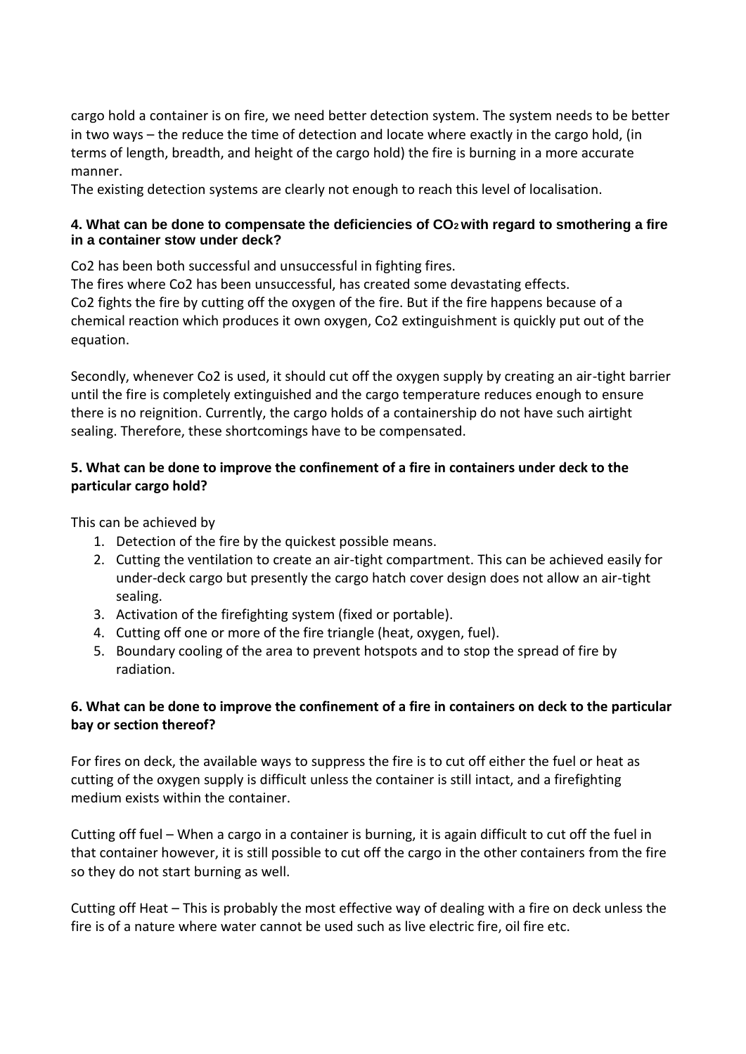cargo hold a container is on fire, we need better detection system. The system needs to be better in two ways – the reduce the time of detection and locate where exactly in the cargo hold, (in terms of length, breadth, and height of the cargo hold) the fire is burning in a more accurate manner.

The existing detection systems are clearly not enough to reach this level of localisation.

### 4. What can be done to compensate the deficiencies of $CO_2$ with regard to smothering a fire in a container stow under deck?

Co2 has been both successful and unsuccessful in fighting fires.

The fires where Co2 has been unsuccessful, has created some devastating effects.

Co2 fights the fire by cutting off the oxygen of the fire. But if the fire happens because of a chemical reaction which produces it own oxygen, Co2 extinguishment is quickly put out of the equation.

Secondly, whenever Co2 is used, it should cut off the oxygen supply by creating an air-tight barrier until the fire is completely extinguished and the cargo temperature reduces enough to ensure there is no reignition. Currently, the cargo holds of a containership do not have such airtight sealing. Therefore, these shortcomings have to be compensated.

### 5. What can be done to improve the confinement of a fire in containers under deck to the particular cargo hold?

This can be achieved by

1. Detection of the fire by the quickest possible means.
2. Cutting the ventilation to create an air-tight compartment. This can be achieved easily for under-deck cargo but presently the cargo hatch cover design does not allow an air-tight sealing.
3. Activation of the firefighting system (fixed or portable).
4. Cutting off one or more of the fire triangle (heat, oxygen, fuel).
5. Boundary cooling of the area to prevent hotspots and to stop the spread of fire by radiation.

### 6. What can be done to improve the confinement of a fire in containers on deck to the particular bay or section thereof?

For fires on deck, the available ways to suppress the fire is to cut off either the fuel or heat as cutting of the oxygen supply is difficult unless the container is still intact, and a firefighting medium exists within the container.

Cutting off fuel – When a cargo in a container is burning, it is again difficult to cut off the fuel in that container however, it is still possible to cut off the cargo in the other containers from the fire so they do not start burning as well.

Cutting off Heat – This is probably the most effective way of dealing with a fire on deck unless the fire is of a nature where water cannot be used such as live electric fire, oil fire etc.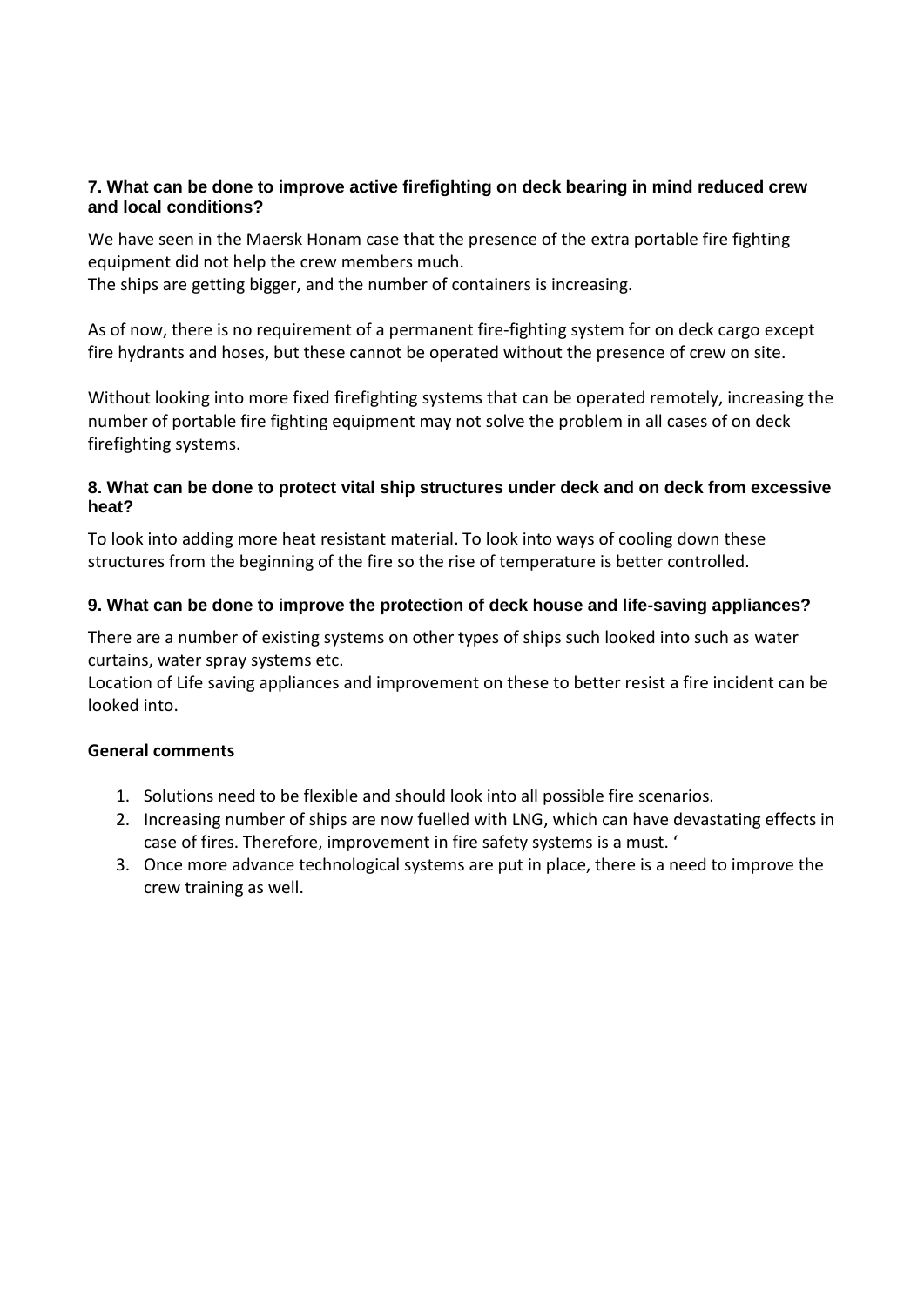### 7. What can be done to improve active firefighting on deck bearing in mind reduced crew and local conditions?

We have seen in the Maersk Honam case that the presence of the extra portable fire fighting equipment did not help the crew members much.
The ships are getting bigger, and the number of containers is increasing.

As of now, there is no requirement of a permanent fire-fighting system for on deck cargo except fire hydrants and hoses, but these cannot be operated without the presence of crew on site.

Without looking into more fixed firefighting systems that can be operated remotely, increasing the number of portable fire fighting equipment may not solve the problem in all cases of on deck firefighting systems.

### 8. What can be done to protect vital ship structures under deck and on deck from excessive heat?

To look into adding more heat resistant material. To look into ways of cooling down these structures from the beginning of the fire so the rise of temperature is better controlled.

### 9. What can be done to improve the protection of deck house and life-saving appliances?

There are a number of existing systems on other types of ships such looked into such as water curtains, water spray systems etc.
Location of Life saving appliances and improvement on these to better resist a fire incident can be looked into.

**General comments**

1. Solutions need to be flexible and should look into all possible fire scenarios.
2. Increasing number of ships are now fuelled with LNG, which can have devastating effects in case of fires. Therefore, improvement in fire safety systems is a must. '
3. Once more advance technological systems are put in place, there is a need to improve the crew training as well.